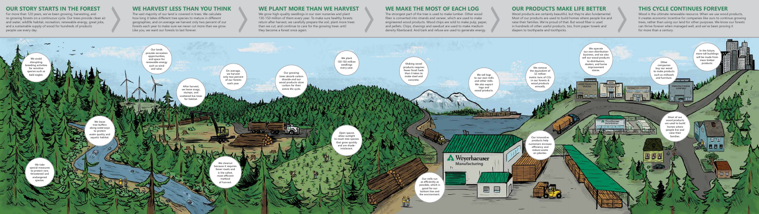## OUR STORY STARTS IN THE FOREST

For more than 120 years, we've been growing, harvesting, and re-growing forests on a continuous cycle. Our trees provide clean air and water, wildlife habitat, recreation, renewable energy, great jobs, and a sustainable supply of wood for hundreds of products people use every day.

## WE HARVEST LESS THAN YOU THINK

The vast majority of our land is covered in trees. We calculate how long it takes different tree species to mature in different geographies, and on average we harvest only two percent of our forests each year to make sure we never cut more than we grow. Like you, we want our forests to last forever.

## WE PLANT MORE THAN WE HARVEST

We grow high-quality seedlings in our own nurseries and plant 130–150 million of them every year. To make sure healthy forests return after harvest, we carefully prepare the soil, plant more trees than we cut, and continue to care for the growing trees until they become a forest once again.

## WE MAKE THE MOST OF EACH LOG

The strongest part of the tree is used to make lumber. Other wood fiber is converted into strands and veneer, which are used to make engineered wood products. Wood chips are sold to make pulp, paper, and pellets. Chips, shavings and sawdust are used to make medium density fiberboard. And bark and refuse are used to generate energy.

## OUR PRODUCTS MAKE LIFE BETTER

Wood products are certainly beautiful, but they're also fundamental. Most of our products are used to build homes where people live and raise their families. We're proud of that. But wood fiber is used in hundreds of other useful products, too, from paper towels and diapers to toothpaste and toothpicks.

## THIS CYCLE CONTINUES FOREVER

Wood is the ultimate renewable resource. When we use wood products, it creates economic incentive for companies like ours to continue growing trees, rather than using our land for other purposes. We know our forests can thrive forever when managed well, and we've been proving it for more than a century.

We avoid disrupting breeding activities for sensitive species such as bald eagles.

We leave tree buffers along waterways to protect water quality and aquatic habitat.

We take special measures to protect rare, threatened and endangered species.

Our lands provide recreation opportunities, and space for renewable energy such as wind and solar.

After harvest, we leave snags, stumps, and scattered live trees for habitat.

On average, we harvest only two percent of our forests each year.

We clearcut because it requires fewer roads and is the safest, most efficient method of harvest.

Our growing trees absorb carbon dioxide and our wood products store carbon for their entire life cycle.

We plant 130-150 million seedlings every year.

Open spaces allow sunlight to reach tree species that grow quickly and are shade-intolerant.

Making wood products requires fewer fossil fuels than it takes to make steel and concrete.

We sell logs to our own mills and other mills. We also export logs and wood products.

Our mills run as efficiently as possible, which is good for our bottom line and the environment.

We remove the equivalent of 32 million metric tons of $CO_2$ in our forests & wood products annually.

Our innovative products help customers increase efficiency and reduce waste on jobsites.

We operate our own distribution business, and we also sell our wood products to distributors, dealers, and home improvement stores.

Other companies buy our wood to make products such as millwork and furniture.

In the future, more tall buildings will be made from mass timber products.

Most of our wood products are used to build homes where people live and raise their families.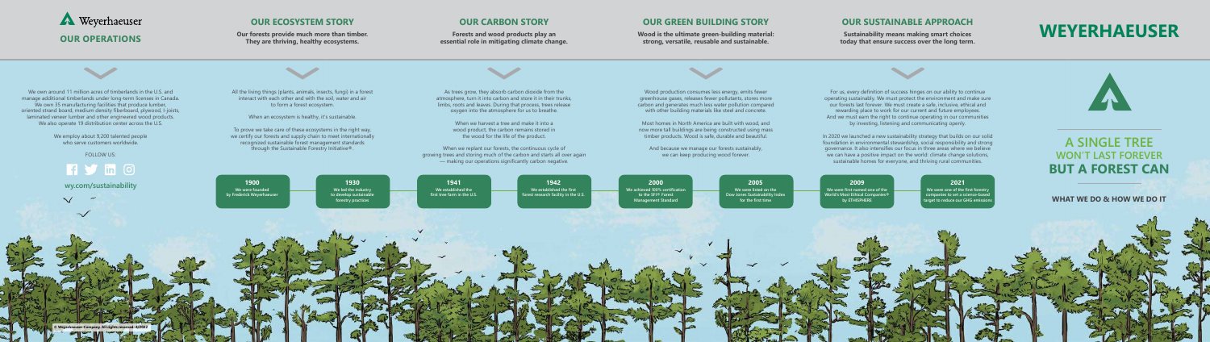# Weyerhaeuser

## OUR OPERATIONS

We own around 11 million acres of timberlands in the U.S. and manage additional timberlands under long-term licenses in Canada. We own 35 manufacturing facilities that produce lumber, oriented strand board, medium density fiberboard, plywood, I-joists, laminated veneer lumber and other engineered wood products. We also operate 19 distribution center across the U.S.

We employ about 9,200 talented people who serve customers worldwide.

FOLLOW US:

wy.com/sustainability

## OUR ECOSYSTEM STORY

**Our forests provide much more than timber. They are thriving, healthy ecosystems.**

All the living things (plants, animals, insects, fungi) in a forest interact with each other and with the soil, water and air to form a forest ecosystem.

When an ecosystem is healthy, it's sustainable.

To prove we take care of these ecosystems in the right way, we certify our forests and supply chain to meet internationally recognized sustainable forest management standards through the Sustainable Forestry Initiative®.

## OUR CARBON STORY

**Forests and wood products play an essential role in mitigating climate change.**

As trees grow, they absorb carbon dioxide from the atmosphere, turn it into carbon and store it in their trunks, limbs, roots and leaves. During that process, trees release oxygen into the atmosphere for us to breathe.

When we harvest a tree and make it into a wood product, the carbon remains stored in the wood for the life of the product.

When we replant our forests, the continuous cycle of growing trees and storing much of the carbon and starts all over again — making our operations significantly carbon negative.

## OUR GREEN BUILDING STORY

**Wood is the ultimate green-building material: strong, versatile, reusable and sustainable.**

Wood production consumes less energy, emits fewer greenhouse gases, releases fewer pollutants, stores more carbon and generates much less water pollution compared with other building materials like steel and concrete.

Most homes in North America are built with wood, and now more tall buildings are being constructed using mass timber products. Wood is safe, durable and beautiful.

And because we manage our forests sustainably, we can keep producing wood forever.

## OUR SUSTAINABLE APPROACH

**Sustainability means making smart choices today that ensure success over the long term.**

For us, every definition of success hinges on our ability to continue operating sustainably. We must protect the environment and make sure our forests last forever. We must create a safe, inclusive, ethical and rewarding place to work for our current and future employees. And we must earn the right to continue operating in our communities by investing, listening and communicating openly.

In 2020 we launched a new sustainability strategy that builds on our solid foundation in environmental stewardship, social responsibility and strong governance. It also intensifies our focus in three areas where we believe we can have a positive impact on the world: climate change solutions, sustainable homes for everyone, and thriving rural communities.

**1900**
We were founded by Frederick Weyerhaeuser

**1930**
We led the industry to develop sustainable forestry practices

**1941**
We established the first tree farm in the U.S.

**1942**
We established the first forest research facility in the U.S.

**2000**
We achieved 100% certification to the SFI® Forest Management Standard

**2005**
We were listed on the Dow Jones Sustainability Index for the first time

**2009**
We were first named one of the World's Most Ethical Companies® by ETHISPHERE

**2021**
We were one of the first forestry companies to set a science-based target to reduce our GHG emissions

# WEYERHAEUSER

## A SINGLE TREE WON'T LAST FOREVER BUT A FOREST CAN

**WHAT WE DO & HOW WE DO IT**

© Weyerhaeuser Company. All rights reserved. 4/2022